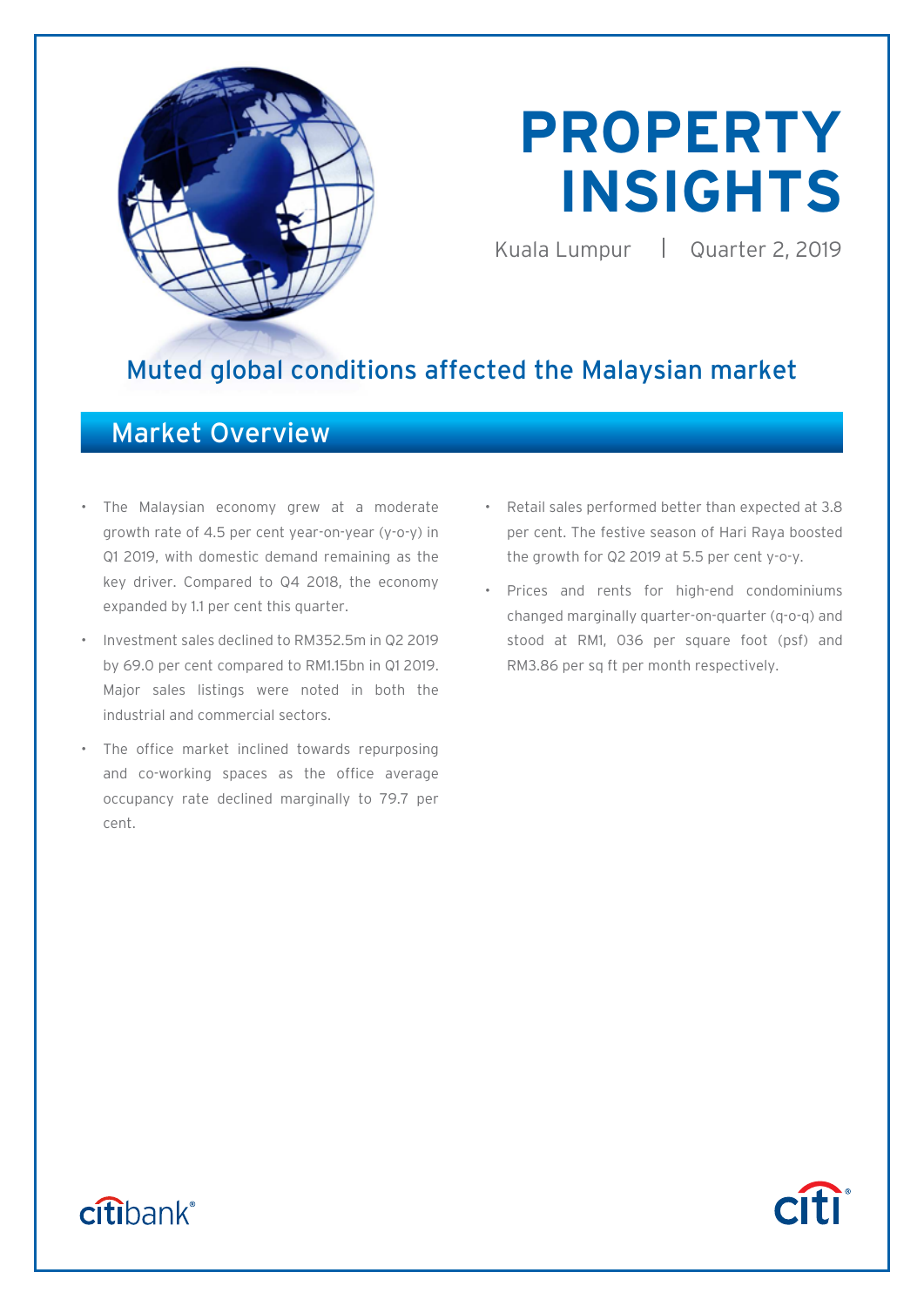# PROPERTY INSIGHTS

Kuala Lumpur | Quarter 2, 2019

## Muted global conditions affected the Malaysian market

## Market Overview

- The Malaysian economy grew at a moderate growth rate of 4.5 per cent year-on-year (y-o-y) in Q1 2019, with domestic demand remaining as the key driver. Compared to Q4 2018, the economy expanded by 1.1 per cent this quarter.
- Investment sales declined to RM352.5m in Q2 2019 by 69.0 per cent compared to RM1.15bn in Q1 2019. Major sales listings were noted in both the industrial and commercial sectors.
- The office market inclined towards repurposing and co-working spaces as the office average occupancy rate declined marginally to 79.7 per cent.
- Retail sales performed better than expected at 3.8 per cent. The festive season of Hari Raya boosted the growth for Q2 2019 at 5.5 per cent y-o-y.
- Prices and rents for high-end condominiums changed marginally quarter-on-quarter (q-o-q) and stood at RM1, 036 per square foot (psf) and RM3.86 per sq ft per month respectively.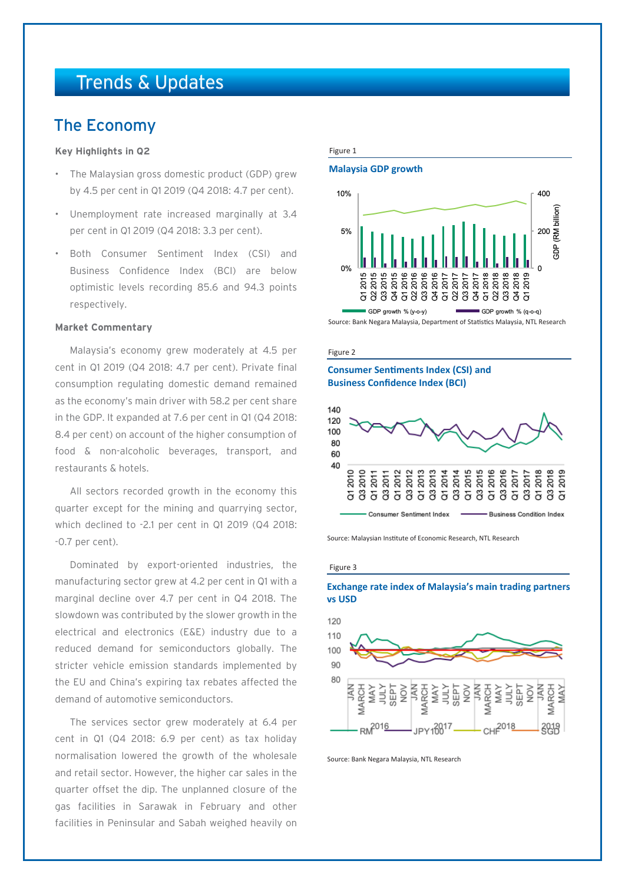# Trends & Updates

## The Economy

**Key Highlights in Q2**

- The Malaysian gross domestic product (GDP) grew by 4.5 per cent in Q1 2019 (Q4 2018: 4.7 per cent).
- Unemployment rate increased marginally at 3.4 per cent in Q1 2019 (Q4 2018: 3.3 per cent).
- Both Consumer Sentiment Index (CSI) and Business Confidence Index (BCI) are below optimistic levels recording 85.6 and 94.3 points respectively.

**Market Commentary**

Malaysia's economy grew moderately at 4.5 per cent in Q1 2019 (Q4 2018: 4.7 per cent). Private final consumption regulating domestic demand remained as the economy's main driver with 58.2 per cent share in the GDP. It expanded at 7.6 per cent in Q1 (Q4 2018: 8.4 per cent) on account of the higher consumption of food & non-alcoholic beverages, transport, and restaurants & hotels.

All sectors recorded growth in the economy this quarter except for the mining and quarrying sector, which declined to -2.1 per cent in Q1 2019 (Q4 2018: -0.7 per cent).

Dominated by export-oriented industries, the manufacturing sector grew at 4.2 per cent in Q1 with a marginal decline over 4.7 per cent in Q4 2018. The slowdown was contributed by the slower growth in the electrical and electronics (E&E) industry due to a reduced demand for semiconductors globally. The stricter vehicle emission standards implemented by the EU and China's expiring tax rebates affected the demand of automotive semiconductors.

The services sector grew moderately at 6.4 per cent in Q1 (Q4 2018: 6.9 per cent) as tax holiday normalisation lowered the growth of the wholesale and retail sector. However, the higher car sales in the quarter offset the dip. The unplanned closure of the gas facilities in Sarawak in February and other facilities in Peninsular and Sabah weighed heavily on

Figure 1

**Malaysia GDP growth**

Source: Bank Negara Malaysia, Department of Statistics Malaysia, NTL Research

Figure 2

**Consumer Sentiments Index (CSI) and Business Confidence Index (BCI)**

Source: Malaysian Institute of Economic Research, NTL Research

Figure 3

**Exchange rate index of Malaysia's main trading partners vs USD**

Source: Bank Negara Malaysia, NTL Research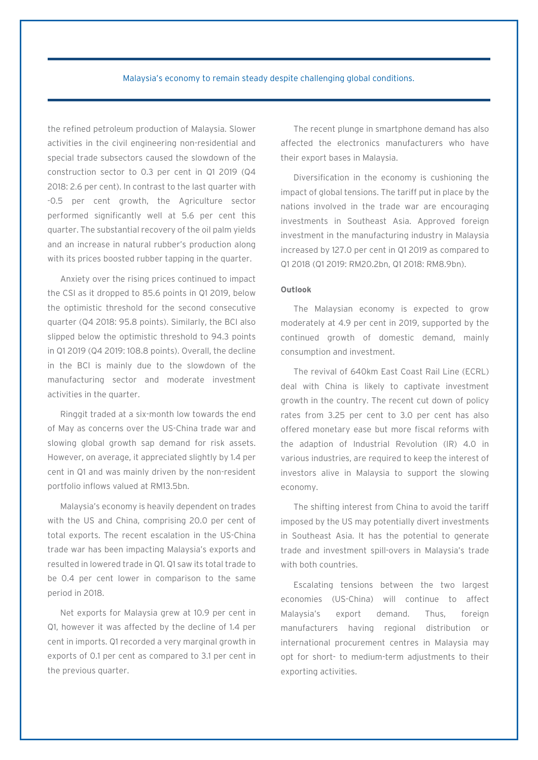the refined petroleum production of Malaysia. Slower activities in the civil engineering non-residential and special trade subsectors caused the slowdown of the construction sector to 0.3 per cent in Q1 2019 (Q4 2018: 2.6 per cent). In contrast to the last quarter with -0.5 per cent growth, the Agriculture sector performed significantly well at 5.6 per cent this quarter. The substantial recovery of the oil palm yields and an increase in natural rubber's production along with its prices boosted rubber tapping in the quarter.

Anxiety over the rising prices continued to impact the CSI as it dropped to 85.6 points in Q1 2019, below the optimistic threshold for the second consecutive quarter (Q4 2018: 95.8 points). Similarly, the BCI also slipped below the optimistic threshold to 94.3 points in Q1 2019 (Q4 2019: 108.8 points). Overall, the decline in the BCI is mainly due to the slowdown of the manufacturing sector and moderate investment activities in the quarter.

Ringgit traded at a six-month low towards the end of May as concerns over the US-China trade war and slowing global growth sap demand for risk assets. However, on average, it appreciated slightly by 1.4 per cent in Q1 and was mainly driven by the non-resident portfolio inflows valued at RM13.5bn.

Malaysia's economy is heavily dependent on trades with the US and China, comprising 20.0 per cent of total exports. The recent escalation in the US-China trade war has been impacting Malaysia's exports and resulted in lowered trade in Q1. Q1 saw its total trade to be 0.4 per cent lower in comparison to the same period in 2018.

Net exports for Malaysia grew at 10.9 per cent in Q1, however it was affected by the decline of 1.4 per cent in imports. Q1 recorded a very marginal growth in exports of 0.1 per cent as compared to 3.1 per cent in the previous quarter.

The recent plunge in smartphone demand has also affected the electronics manufacturers who have their export bases in Malaysia.

Diversification in the economy is cushioning the impact of global tensions. The tariff put in place by the nations involved in the trade war are encouraging investments in Southeast Asia. Approved foreign investment in the manufacturing industry in Malaysia increased by 127.0 per cent in Q1 2019 as compared to Q1 2018 (Q1 2019: RM20.2bn, Q1 2018: RM8.9bn).

**Outlook**

The Malaysian economy is expected to grow moderately at 4.9 per cent in 2019, supported by the continued growth of domestic demand, mainly consumption and investment.

The revival of 640km East Coast Rail Line (ECRL) deal with China is likely to captivate investment growth in the country. The recent cut down of policy rates from 3.25 per cent to 3.0 per cent has also offered monetary ease but more fiscal reforms with the adaption of Industrial Revolution (IR) 4.0 in various industries, are required to keep the interest of investors alive in Malaysia to support the slowing economy.

The shifting interest from China to avoid the tariff imposed by the US may potentially divert investments in Southeast Asia. It has the potential to generate trade and investment spill-overs in Malaysia's trade with both countries.

Escalating tensions between the two largest economies (US-China) will continue to affect Malaysia's export demand. Thus, foreign manufacturers having regional distribution or international procurement centres in Malaysia may opt for short- to medium-term adjustments to their exporting activities.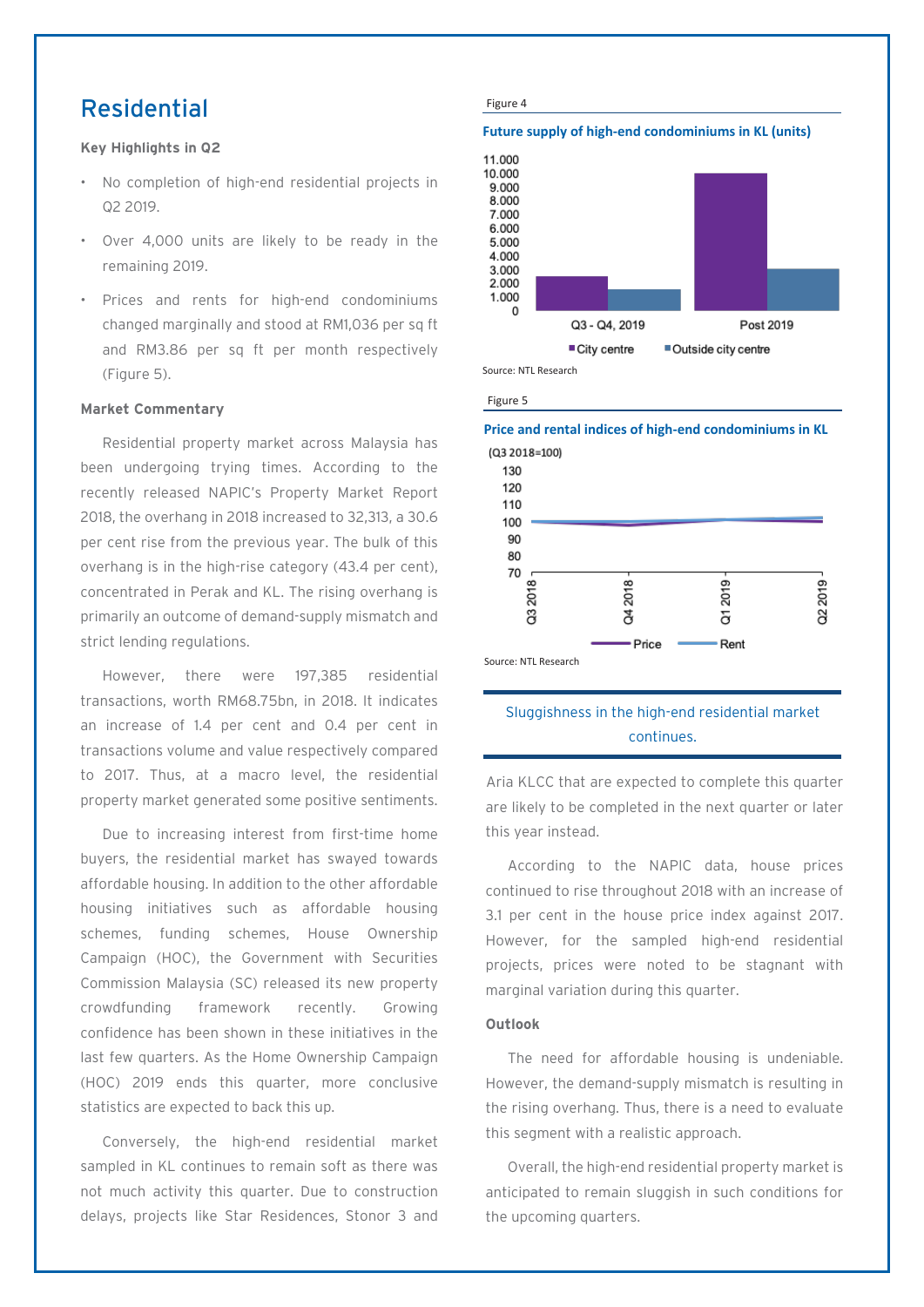# Residential

**Key Highlights in Q2**

- No completion of high-end residential projects in Q2 2019.
- Over 4,000 units are likely to be ready in the remaining 2019.
- Prices and rents for high-end condominiums changed marginally and stood at RM1,036 per sq ft and RM3.86 per sq ft per month respectively (Figure 5).

**Market Commentary**

Residential property market across Malaysia has been undergoing trying times. According to the recently released NAPIC's Property Market Report 2018, the overhang in 2018 increased to 32,313, a 30.6 per cent rise from the previous year. The bulk of this overhang is in the high-rise category (43.4 per cent), concentrated in Perak and KL. The rising overhang is primarily an outcome of demand-supply mismatch and strict lending regulations.

However, there were 197,385 residential transactions, worth RM68.75bn, in 2018. It indicates an increase of 1.4 per cent and 0.4 per cent in transactions volume and value respectively compared to 2017. Thus, at a macro level, the residential property market generated some positive sentiments.

Due to increasing interest from first-time home buyers, the residential market has swayed towards affordable housing. In addition to the other affordable housing initiatives such as affordable housing schemes, funding schemes, House Ownership Campaign (HOC), the Government with Securities Commission Malaysia (SC) released its new property crowdfunding framework recently. Growing confidence has been shown in these initiatives in the last few quarters. As the Home Ownership Campaign (HOC) 2019 ends this quarter, more conclusive statistics are expected to back this up.

Conversely, the high-end residential market sampled in KL continues to remain soft as there was not much activity this quarter. Due to construction delays, projects like Star Residences, Stonor 3 and Aria KLCC that are expected to complete this quarter are likely to be completed in the next quarter or later this year instead.

According to the NAPIC data, house prices continued to rise throughout 2018 with an increase of 3.1 per cent in the house price index against 2017. However, for the sampled high-end residential projects, prices were noted to be stagnant with marginal variation during this quarter.

**Outlook**

The need for affordable housing is undeniable. However, the demand-supply mismatch is resulting in the rising overhang. Thus, there is a need to evaluate this segment with a realistic approach.

Overall, the high-end residential property market is anticipated to remain sluggish in such conditions for the upcoming quarters.

Figure 4

**Future supply of high-end condominiums in KL (units)**

Source: NTL Research

Figure 5

**Price and rental indices of high-end condominiums in KL**

(Q3 2018=100)

Source: NTL Research

Sluggishness in the high-end residential market continues.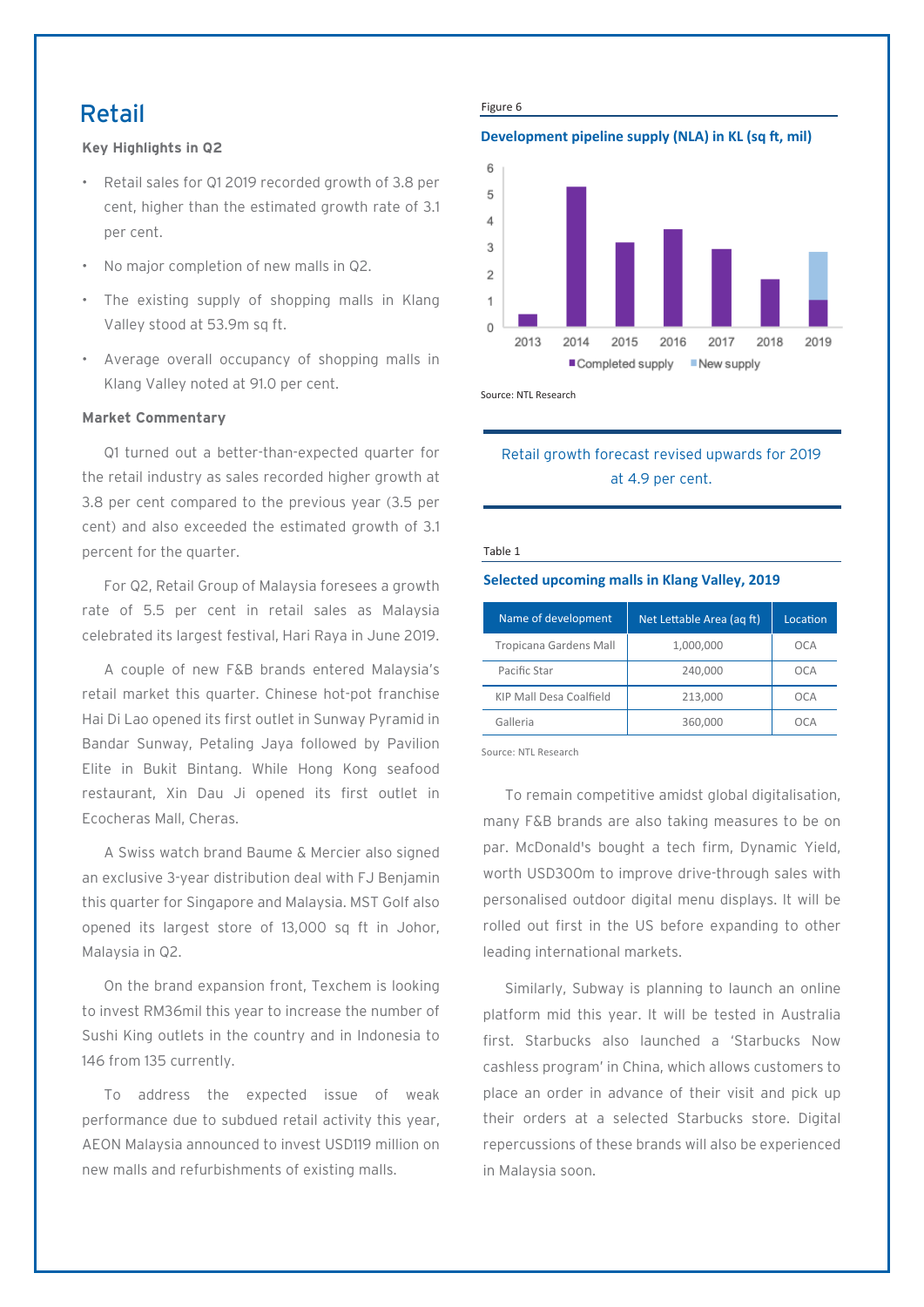# Retail

**Key Highlights in Q2**

- Retail sales for Q1 2019 recorded growth of 3.8 per cent, higher than the estimated growth rate of 3.1 per cent.
- No major completion of new malls in Q2.
- The existing supply of shopping malls in Klang Valley stood at 53.9m sq ft.
- Average overall occupancy of shopping malls in Klang Valley noted at 91.0 per cent.

**Market Commentary**

Q1 turned out a better-than-expected quarter for the retail industry as sales recorded higher growth at 3.8 per cent compared to the previous year (3.5 per cent) and also exceeded the estimated growth of 3.1 percent for the quarter.

For Q2, Retail Group of Malaysia foresees a growth rate of 5.5 per cent in retail sales as Malaysia celebrated its largest festival, Hari Raya in June 2019.

A couple of new F&B brands entered Malaysia's retail market this quarter. Chinese hot-pot franchise Hai Di Lao opened its first outlet in Sunway Pyramid in Bandar Sunway, Petaling Jaya followed by Pavilion Elite in Bukit Bintang. While Hong Kong seafood restaurant, Xin Dau Ji opened its first outlet in Ecocheras Mall, Cheras.

A Swiss watch brand Baume & Mercier also signed an exclusive 3-year distribution deal with FJ Benjamin this quarter for Singapore and Malaysia. MST Golf also opened its largest store of 13,000 sq ft in Johor, Malaysia in Q2.

On the brand expansion front, Texchem is looking to invest RM36mil this year to increase the number of Sushi King outlets in the country and in Indonesia to 146 from 135 currently.

To address the expected issue of weak performance due to subdued retail activity this year, AEON Malaysia announced to invest USD119 million on new malls and refurbishments of existing malls.

Figure 6

**Development pipeline supply (NLA) in KL (sq ft, mil)**

| Year | Completed supply | New supply |
|---|---|---|
| 2013 | 0.5 | |
| 2014 | 5.3 | |
| 2015 | 3.2 | |
| 2016 | 3.7 | |
| 2017 | 2.9 | |
| 2018 | 1.8 | |
| 2019 | 1.0 | 1.8 |

Source: NTL Research

Retail growth forecast revised upwards for 2019 at 4.9 per cent.

Table 1

**Selected upcoming malls in Klang Valley, 2019**

| Name of development | Net Lettable Area (aq ft) | Location |
|---|---|---|
| Tropicana Gardens Mall | 1,000,000 | OCA |
| Pacific Star | 240,000 | OCA |
| KIP Mall Desa Coalfield | 213,000 | OCA |
| Galleria | 360,000 | OCA |

Source: NTL Research

To remain competitive amidst global digitalisation, many F&B brands are also taking measures to be on par. McDonald's bought a tech firm, Dynamic Yield, worth USD300m to improve drive-through sales with personalised outdoor digital menu displays. It will be rolled out first in the US before expanding to other leading international markets.

Similarly, Subway is planning to launch an online platform mid this year. It will be tested in Australia first. Starbucks also launched a 'Starbucks Now cashless program' in China, which allows customers to place an order in advance of their visit and pick up their orders at a selected Starbucks store. Digital repercussions of these brands will also be experienced in Malaysia soon.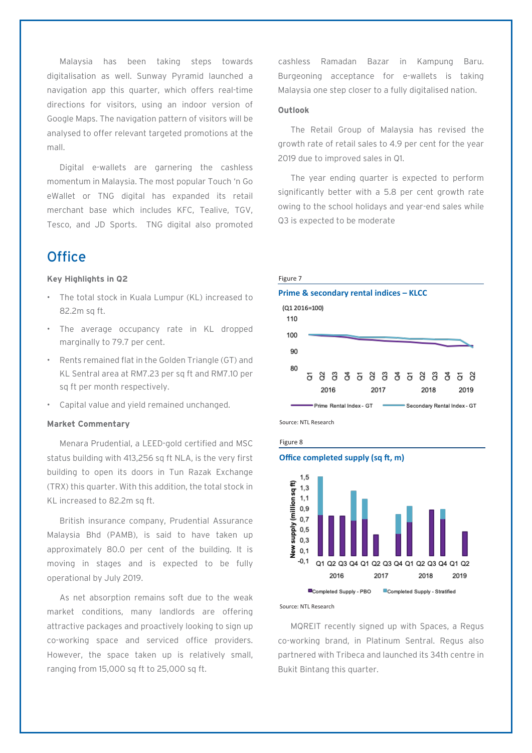Malaysia has been taking steps towards digitalisation as well. Sunway Pyramid launched a navigation app this quarter, which offers real-time directions for visitors, using an indoor version of Google Maps. The navigation pattern of visitors will be analysed to offer relevant targeted promotions at the mall.

Digital e-wallets are garnering the cashless momentum in Malaysia. The most popular Touch 'n Go eWallet or TNG digital has expanded its retail merchant base which includes KFC, Tealive, TGV, Tesco, and JD Sports. TNG digital also promoted cashless Ramadan Bazar in Kampung Baru. Burgeoning acceptance for e-wallets is taking Malaysia one step closer to a fully digitalised nation.

**Outlook**

The Retail Group of Malaysia has revised the growth rate of retail sales to 4.9 per cent for the year 2019 due to improved sales in Q1.

The year ending quarter is expected to perform significantly better with a 5.8 per cent growth rate owing to the school holidays and year-end sales while Q3 is expected to be moderate

## Office

**Key Highlights in Q2**

- The total stock in Kuala Lumpur (KL) increased to 82.2m sq ft.
- The average occupancy rate in KL dropped marginally to 79.7 per cent.
- Rents remained flat in the Golden Triangle (GT) and KL Sentral area at RM7.23 per sq ft and RM7.10 per sq ft per month respectively.
- Capital value and yield remained unchanged.

**Market Commentary**

Menara Prudential, a LEED-gold certified and MSC status building with 413,256 sq ft NLA, is the very first building to open its doors in Tun Razak Exchange (TRX) this quarter. With this addition, the total stock in KL increased to 82.2m sq ft.

British insurance company, Prudential Assurance Malaysia Bhd (PAMB), is said to have taken up approximately 80.0 per cent of the building. It is moving in stages and is expected to be fully operational by July 2019.

As net absorption remains soft due to the weak market conditions, many landlords are offering attractive packages and proactively looking to sign up co-working space and serviced office providers. However, the space taken up is relatively small, ranging from 15,000 sq ft to 25,000 sq ft.

Figure 7

**Prime & secondary rental indices – KLCC**

Source: NTL Research

Figure 8

**Office completed supply (sq ft, m)**

Source: NTL Research

MQREIT recently signed up with Spaces, a Regus co-working brand, in Platinum Sentral. Regus also partnered with Tribeca and launched its 34th centre in Bukit Bintang this quarter.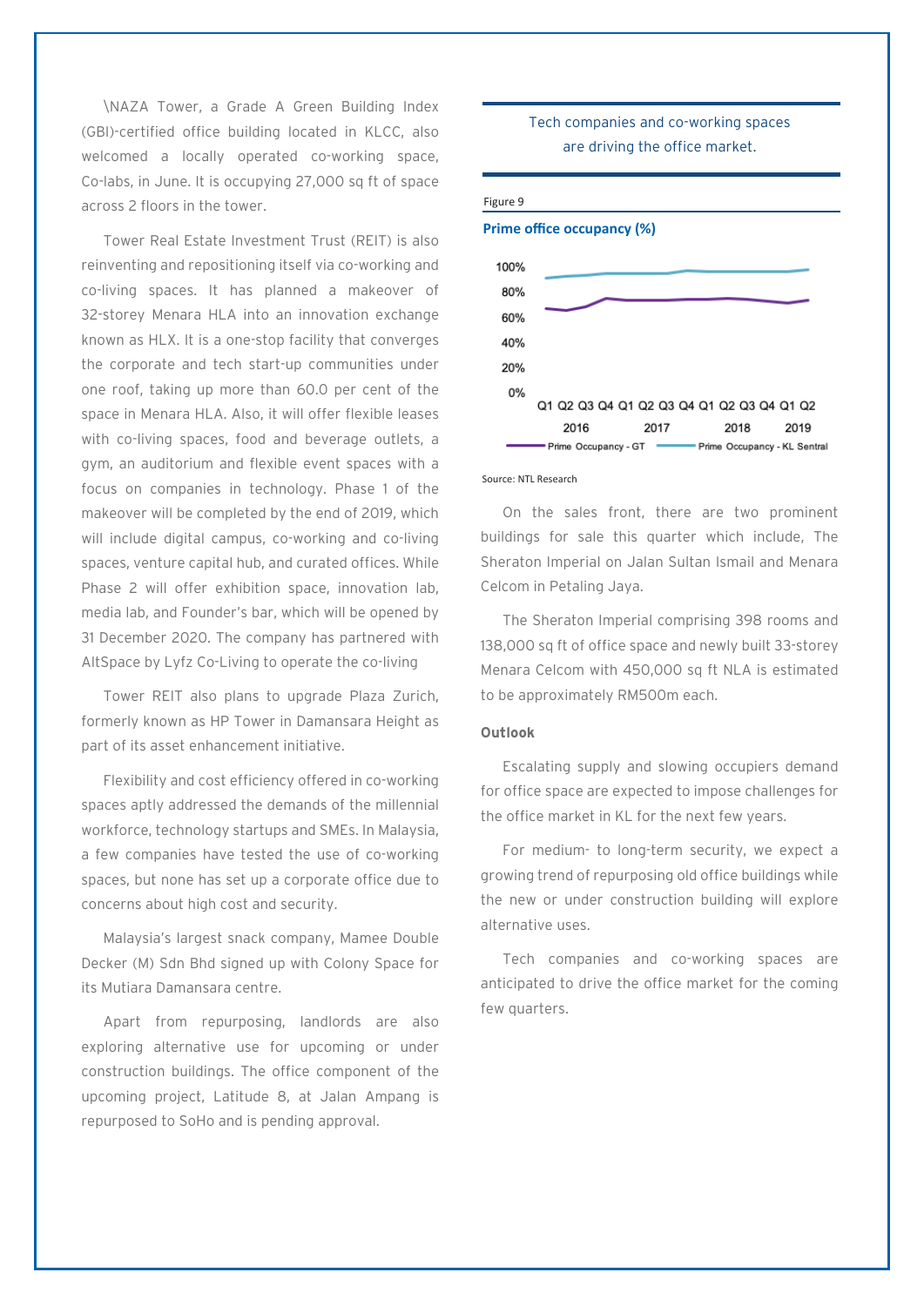\NAZA Tower, a Grade A Green Building Index (GBI)-certified office building located in KLCC, also welcomed a locally operated co-working space, Co-labs, in June. It is occupying 27,000 sq ft of space across 2 floors in the tower.

Tower Real Estate Investment Trust (REIT) is also reinventing and repositioning itself via co-working and co-living spaces. It has planned a makeover of 32-storey Menara HLA into an innovation exchange known as HLX. It is a one-stop facility that converges the corporate and tech start-up communities under one roof, taking up more than 60.0 per cent of the space in Menara HLA. Also, it will offer flexible leases with co-living spaces, food and beverage outlets, a gym, an auditorium and flexible event spaces with a focus on companies in technology. Phase 1 of the makeover will be completed by the end of 2019, which will include digital campus, co-working and co-living spaces, venture capital hub, and curated offices. While Phase 2 will offer exhibition space, innovation lab, media lab, and Founder's bar, which will be opened by 31 December 2020. The company has partnered with AltSpace by Lyfz Co-Living to operate the co-living

Tower REIT also plans to upgrade Plaza Zurich, formerly known as HP Tower in Damansara Height as part of its asset enhancement initiative.

Flexibility and cost efficiency offered in co-working spaces aptly addressed the demands of the millennial workforce, technology startups and SMEs. In Malaysia, a few companies have tested the use of co-working spaces, but none has set up a corporate office due to concerns about high cost and security.

Malaysia's largest snack company, Mamee Double Decker (M) Sdn Bhd signed up with Colony Space for its Mutiara Damansara centre.

Apart from repurposing, landlords are also exploring alternative use for upcoming or under construction buildings. The office component of the upcoming project, Latitude 8, at Jalan Ampang is repurposed to SoHo and is pending approval.

Tech companies and co-working spaces are driving the office market.

Figure 9

**Prime office occupancy (%)**

Source: NTL Research

On the sales front, there are two prominent buildings for sale this quarter which include, The Sheraton Imperial on Jalan Sultan Ismail and Menara Celcom in Petaling Jaya.

The Sheraton Imperial comprising 398 rooms and 138,000 sq ft of office space and newly built 33-storey Menara Celcom with 450,000 sq ft NLA is estimated to be approximately RM500m each.

**Outlook**

Escalating supply and slowing occupiers demand for office space are expected to impose challenges for the office market in KL for the next few years.

For medium- to long-term security, we expect a growing trend of repurposing old office buildings while the new or under construction building will explore alternative uses.

Tech companies and co-working spaces are anticipated to drive the office market for the coming few quarters.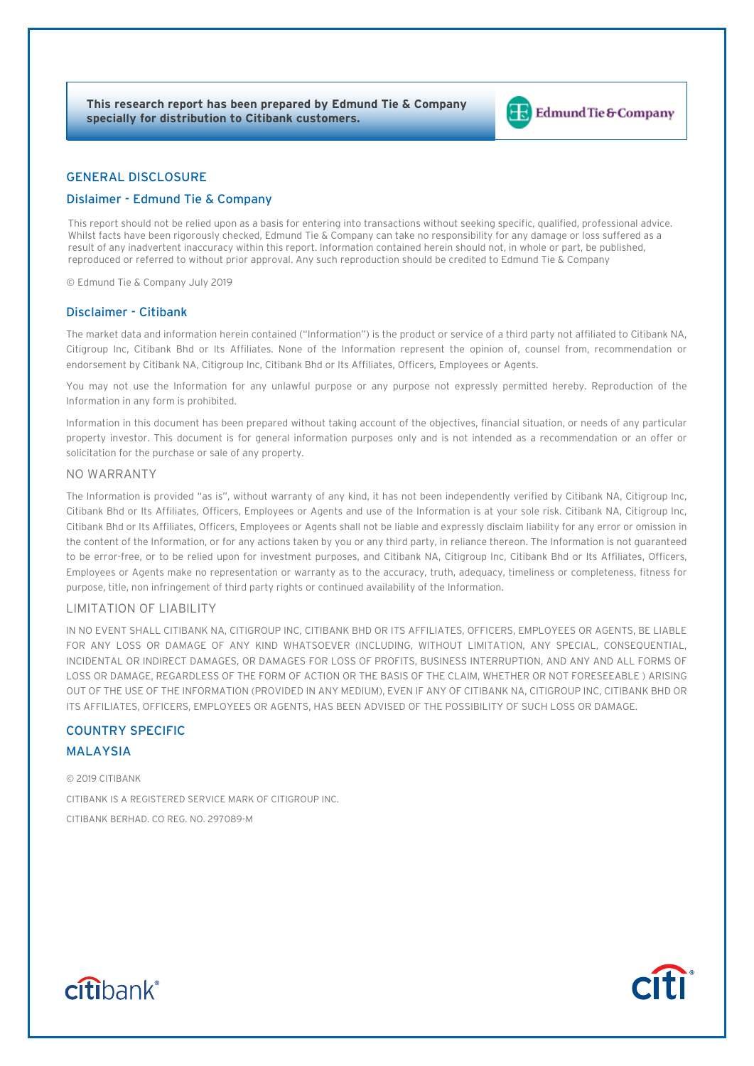**This research report has been prepared by Edmund Tie & Company specially for distribution to Citibank customers.**

Edmund Tie & Company

## GENERAL DISCLOSURE

### Dislaimer - Edmund Tie & Company

This report should not be relied upon as a basis for entering into transactions without seeking specific, qualified, professional advice. Whilst facts have been rigorously checked, Edmund Tie & Company can take no responsibility for any damage or loss suffered as a result of any inadvertent inaccuracy within this report. Information contained herein should not, in whole or part, be published, reproduced or referred to without prior approval. Any such reproduction should be credited to Edmund Tie & Company

© Edmund Tie & Company July 2019

### Disclaimer - Citibank

The market data and information herein contained ("Information") is the product or service of a third party not affiliated to Citibank NA, Citigroup Inc, Citibank Bhd or Its Affiliates. None of the Information represent the opinion of, counsel from, recommendation or endorsement by Citibank NA, Citigroup Inc, Citibank Bhd or Its Affiliates, Officers, Employees or Agents.

You may not use the Information for any unlawful purpose or any purpose not expressly permitted hereby. Reproduction of the Information in any form is prohibited.

Information in this document has been prepared without taking account of the objectives, financial situation, or needs of any particular property investor. This document is for general information purposes only and is not intended as a recommendation or an offer or solicitation for the purchase or sale of any property.

#### NO WARRANTY

The Information is provided "as is", without warranty of any kind, it has not been independently verified by Citibank NA, Citigroup Inc, Citibank Bhd or Its Affiliates, Officers, Employees or Agents and use of the Information is at your sole risk. Citibank NA, Citigroup Inc, Citibank Bhd or Its Affiliates, Officers, Employees or Agents shall not be liable and expressly disclaim liability for any error or omission in the content of the Information, or for any actions taken by you or any third party, in reliance thereon. The Information is not guaranteed to be error-free, or to be relied upon for investment purposes, and Citibank NA, Citigroup Inc, Citibank Bhd or Its Affiliates, Officers, Employees or Agents make no representation or warranty as to the accuracy, truth, adequacy, timeliness or completeness, fitness for purpose, title, non infringement of third party rights or continued availability of the Information.

#### LIMITATION OF LIABILITY

IN NO EVENT SHALL CITIBANK NA, CITIGROUP INC, CITIBANK BHD OR ITS AFFILIATES, OFFICERS, EMPLOYEES OR AGENTS, BE LIABLE FOR ANY LOSS OR DAMAGE OF ANY KIND WHATSOEVER (INCLUDING, WITHOUT LIMITATION, ANY SPECIAL, CONSEQUENTIAL, INCIDENTAL OR INDIRECT DAMAGES, OR DAMAGES FOR LOSS OF PROFITS, BUSINESS INTERRUPTION, AND ANY AND ALL FORMS OF LOSS OR DAMAGE, REGARDLESS OF THE FORM OF ACTION OR THE BASIS OF THE CLAIM, WHETHER OR NOT FORESEEABLE ) ARISING OUT OF THE USE OF THE INFORMATION (PROVIDED IN ANY MEDIUM), EVEN IF ANY OF CITIBANK NA, CITIGROUP INC, CITIBANK BHD OR ITS AFFILIATES, OFFICERS, EMPLOYEES OR AGENTS, HAS BEEN ADVISED OF THE POSSIBILITY OF SUCH LOSS OR DAMAGE.

## COUNTRY SPECIFIC

### MALAYSIA

© 2019 CITIBANK

CITIBANK IS A REGISTERED SERVICE MARK OF CITIGROUP INC.

CITIBANK BERHAD. CO REG. NO. 297089-M

citibank®

citi®